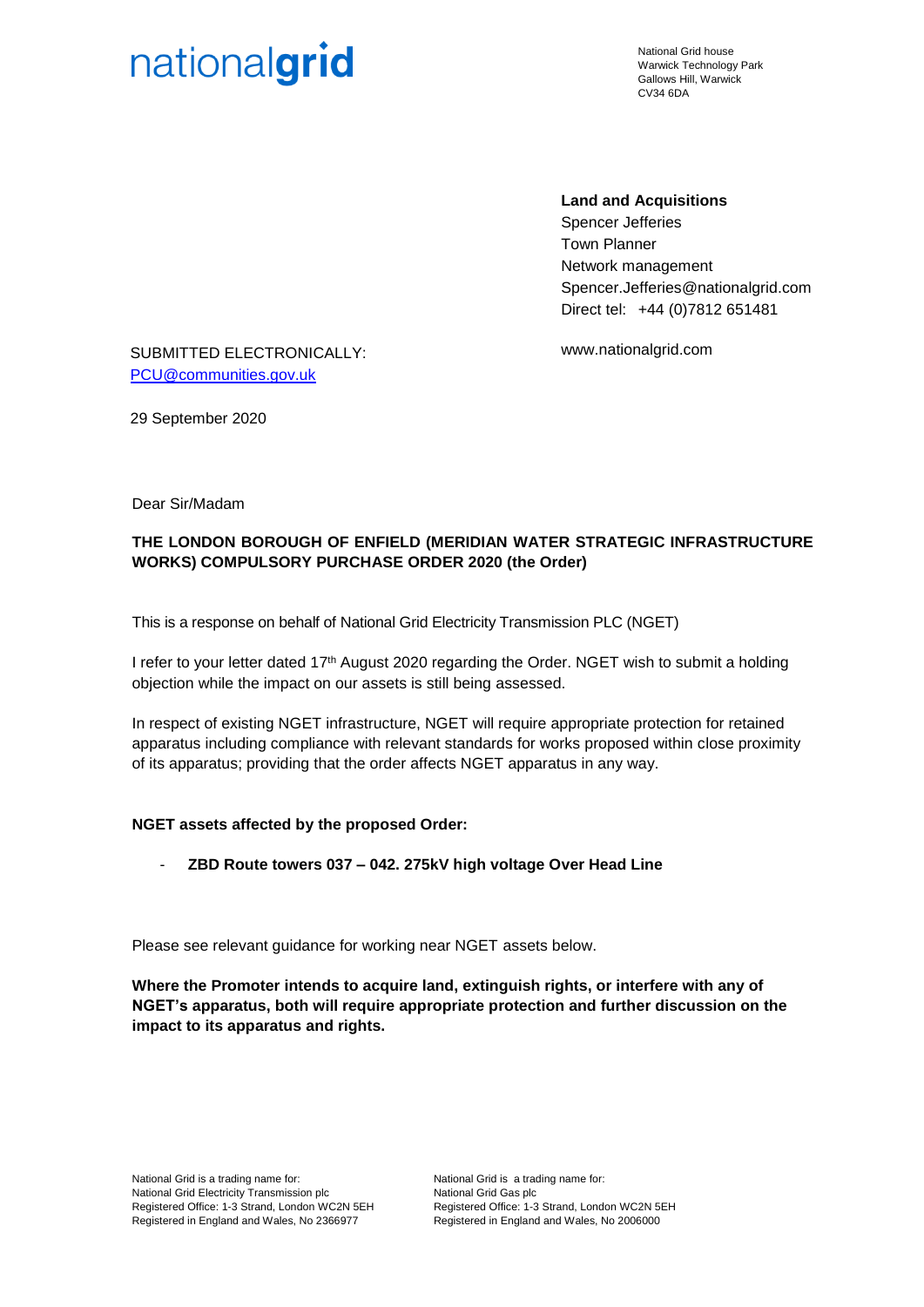nationalgrid

National Grid house
Warwick Technology Park
Gallows Hill, Warwick
CV34 6DA

**Land and Acquisitions**
Spencer Jefferies
Town Planner
Network management
Spencer.Jefferies@nationalgrid.com
Direct tel: +44 (0)7812 651481

www.nationalgrid.com

SUBMITTED ELECTRONICALLY:
PCU@communities.gov.uk

29 September 2020

Dear Sir/Madam

**THE LONDON BOROUGH OF ENFIELD (MERIDIAN WATER STRATEGIC INFRASTRUCTURE WORKS) COMPULSORY PURCHASE ORDER 2020 (the Order)**

This is a response on behalf of National Grid Electricity Transmission PLC (NGET)

I refer to your letter dated 17th August 2020 regarding the Order. NGET wish to submit a holding objection while the impact on our assets is still being assessed.

In respect of existing NGET infrastructure, NGET will require appropriate protection for retained apparatus including compliance with relevant standards for works proposed within close proximity of its apparatus; providing that the order affects NGET apparatus in any way.

**NGET assets affected by the proposed Order:**

- **ZBD Route towers 037 – 042. 275kV high voltage Over Head Line**

Please see relevant guidance for working near NGET assets below.

**Where the Promoter intends to acquire land, extinguish rights, or interfere with any of NGET's apparatus, both will require appropriate protection and further discussion on the impact to its apparatus and rights.**

National Grid is a trading name for:
National Grid Electricity Transmission plc
Registered Office: 1-3 Strand, London WC2N 5EH
Registered in England and Wales, No 2366977

National Grid is a trading name for:
National Grid Gas plc
Registered Office: 1-3 Strand, London WC2N 5EH
Registered in England and Wales, No 2006000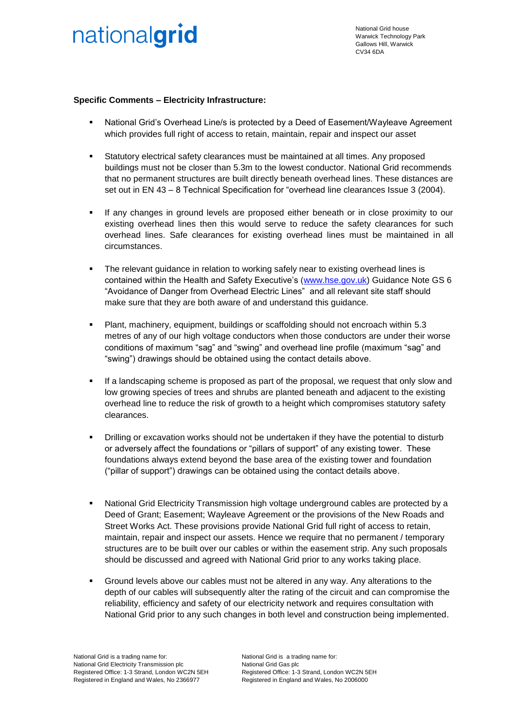**Specific Comments – Electricity Infrastructure:**

- National Grid's Overhead Line/s is protected by a Deed of Easement/Wayleave Agreement which provides full right of access to retain, maintain, repair and inspect our asset

- Statutory electrical safety clearances must be maintained at all times. Any proposed buildings must not be closer than 5.3m to the lowest conductor. National Grid recommends that no permanent structures are built directly beneath overhead lines. These distances are set out in EN 43 – 8 Technical Specification for "overhead line clearances Issue 3 (2004).

- If any changes in ground levels are proposed either beneath or in close proximity to our existing overhead lines then this would serve to reduce the safety clearances for such overhead lines. Safe clearances for existing overhead lines must be maintained in all circumstances.

- The relevant guidance in relation to working safely near to existing overhead lines is contained within the Health and Safety Executive's (www.hse.gov.uk) Guidance Note GS 6 "Avoidance of Danger from Overhead Electric Lines" and all relevant site staff should make sure that they are both aware of and understand this guidance.

- Plant, machinery, equipment, buildings or scaffolding should not encroach within 5.3 metres of any of our high voltage conductors when those conductors are under their worse conditions of maximum "sag" and "swing" and overhead line profile (maximum "sag" and "swing") drawings should be obtained using the contact details above.

- If a landscaping scheme is proposed as part of the proposal, we request that only slow and low growing species of trees and shrubs are planted beneath and adjacent to the existing overhead line to reduce the risk of growth to a height which compromises statutory safety clearances.

- Drilling or excavation works should not be undertaken if they have the potential to disturb or adversely affect the foundations or "pillars of support" of any existing tower. These foundations always extend beyond the base area of the existing tower and foundation ("pillar of support") drawings can be obtained using the contact details above.

- National Grid Electricity Transmission high voltage underground cables are protected by a Deed of Grant; Easement; Wayleave Agreement or the provisions of the New Roads and Street Works Act. These provisions provide National Grid full right of access to retain, maintain, repair and inspect our assets. Hence we require that no permanent / temporary structures are to be built over our cables or within the easement strip. Any such proposals should be discussed and agreed with National Grid prior to any works taking place.

- Ground levels above our cables must not be altered in any way. Any alterations to the depth of our cables will subsequently alter the rating of the circuit and can compromise the reliability, efficiency and safety of our electricity network and requires consultation with National Grid prior to any such changes in both level and construction being implemented.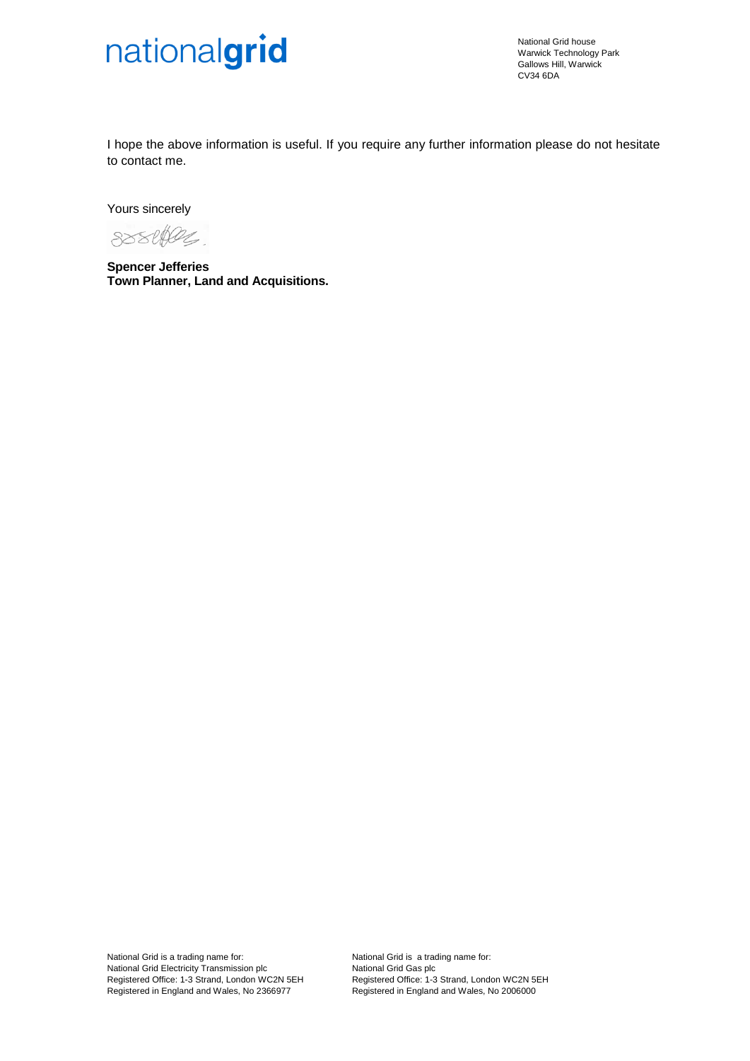nationalgrid

National Grid house
Warwick Technology Park
Gallows Hill, Warwick
CV34 6DA

I hope the above information is useful. If you require any further information please do not hesitate to contact me.

Yours sincerely

**Spencer Jefferies**
**Town Planner, Land and Acquisitions.**

National Grid is a trading name for:
National Grid Electricity Transmission plc
Registered Office: 1-3 Strand, London WC2N 5EH
Registered in England and Wales, No 2366977

National Grid is a trading name for:
National Grid Gas plc
Registered Office: 1-3 Strand, London WC2N 5EH
Registered in England and Wales, No 2006000